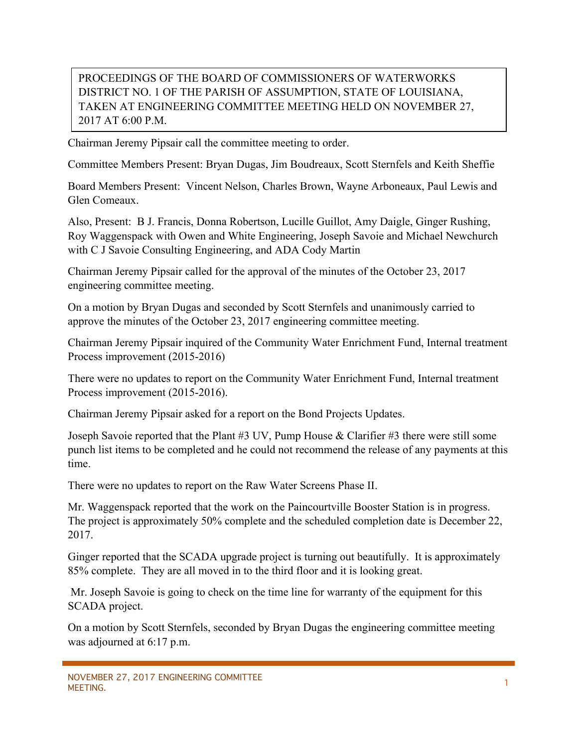PROCEEDINGS OF THE BOARD OF COMMISSIONERS OF WATERWORKS DISTRICT NO. 1 OF THE PARISH OF ASSUMPTION, STATE OF LOUISIANA, TAKEN AT ENGINEERING COMMITTEE MEETING HELD ON NOVEMBER 27, 2017 AT 6:00 P.M.

Chairman Jeremy Pipsair call the committee meeting to order.

Committee Members Present: Bryan Dugas, Jim Boudreaux, Scott Sternfels and Keith Sheffie

Board Members Present: Vincent Nelson, Charles Brown, Wayne Arboneaux, Paul Lewis and Glen Comeaux.

Also, Present: B J. Francis, Donna Robertson, Lucille Guillot, Amy Daigle, Ginger Rushing, Roy Waggenspack with Owen and White Engineering, Joseph Savoie and Michael Newchurch with C J Savoie Consulting Engineering, and ADA Cody Martin

Chairman Jeremy Pipsair called for the approval of the minutes of the October 23, 2017 engineering committee meeting.

On a motion by Bryan Dugas and seconded by Scott Sternfels and unanimously carried to approve the minutes of the October 23, 2017 engineering committee meeting.

Chairman Jeremy Pipsair inquired of the Community Water Enrichment Fund, Internal treatment Process improvement (2015-2016)

There were no updates to report on the Community Water Enrichment Fund, Internal treatment Process improvement (2015-2016).

Chairman Jeremy Pipsair asked for a report on the Bond Projects Updates.

Joseph Savoie reported that the Plant #3 UV, Pump House & Clarifier #3 there were still some punch list items to be completed and he could not recommend the release of any payments at this time.

There were no updates to report on the Raw Water Screens Phase II.

Mr. Waggenspack reported that the work on the Paincourtville Booster Station is in progress. The project is approximately 50% complete and the scheduled completion date is December 22, 2017.

Ginger reported that the SCADA upgrade project is turning out beautifully. It is approximately 85% complete. They are all moved in to the third floor and it is looking great.

Mr. Joseph Savoie is going to check on the time line for warranty of the equipment for this SCADA project.

On a motion by Scott Sternfels, seconded by Bryan Dugas the engineering committee meeting was adjourned at 6:17 p.m.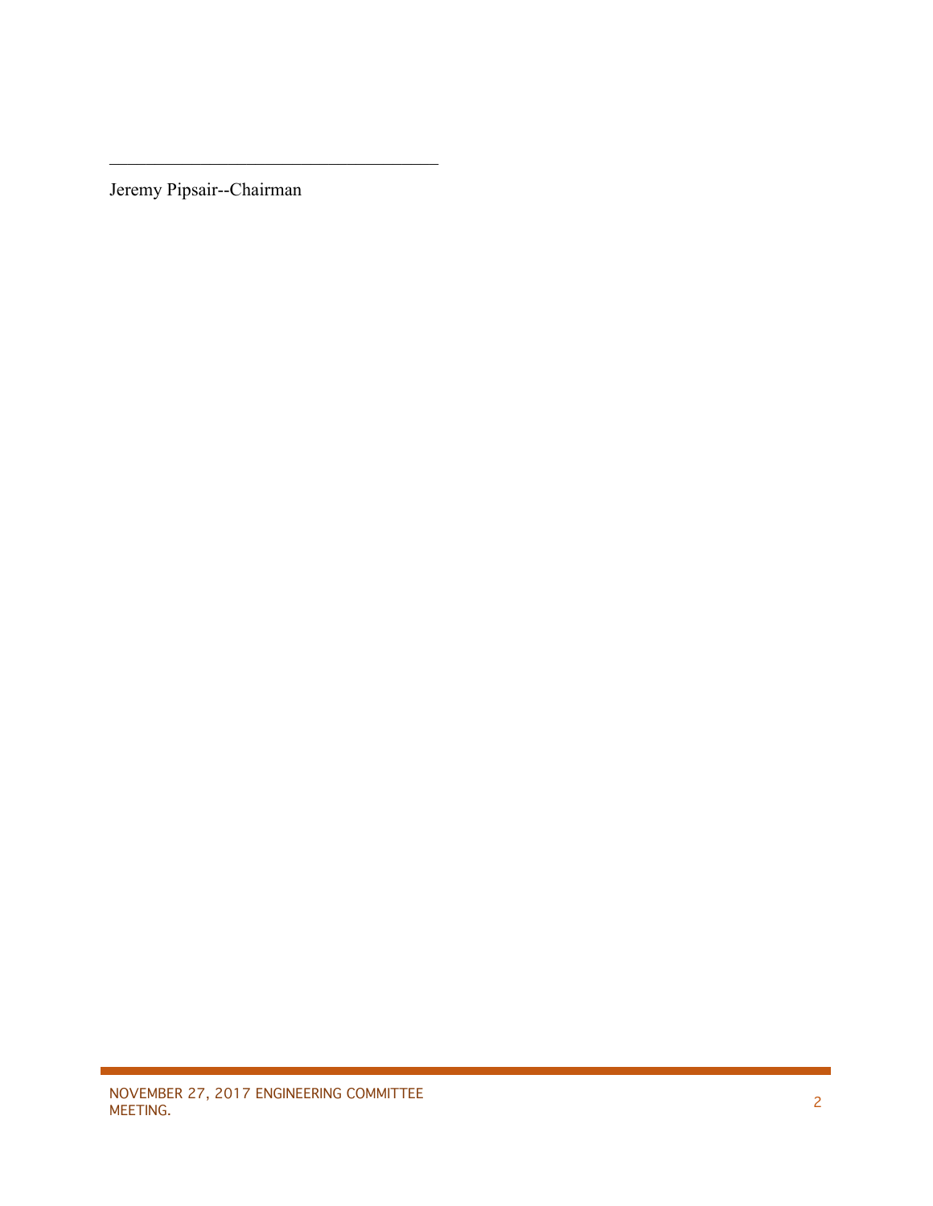\_\_\_\_\_\_\_\_\_\_\_\_\_\_\_\_\_\_\_\_\_\_\_\_\_\_\_\_\_\_\_\_\_\_\_\_\_\_\_\_

Jeremy Pipsair--Chairman